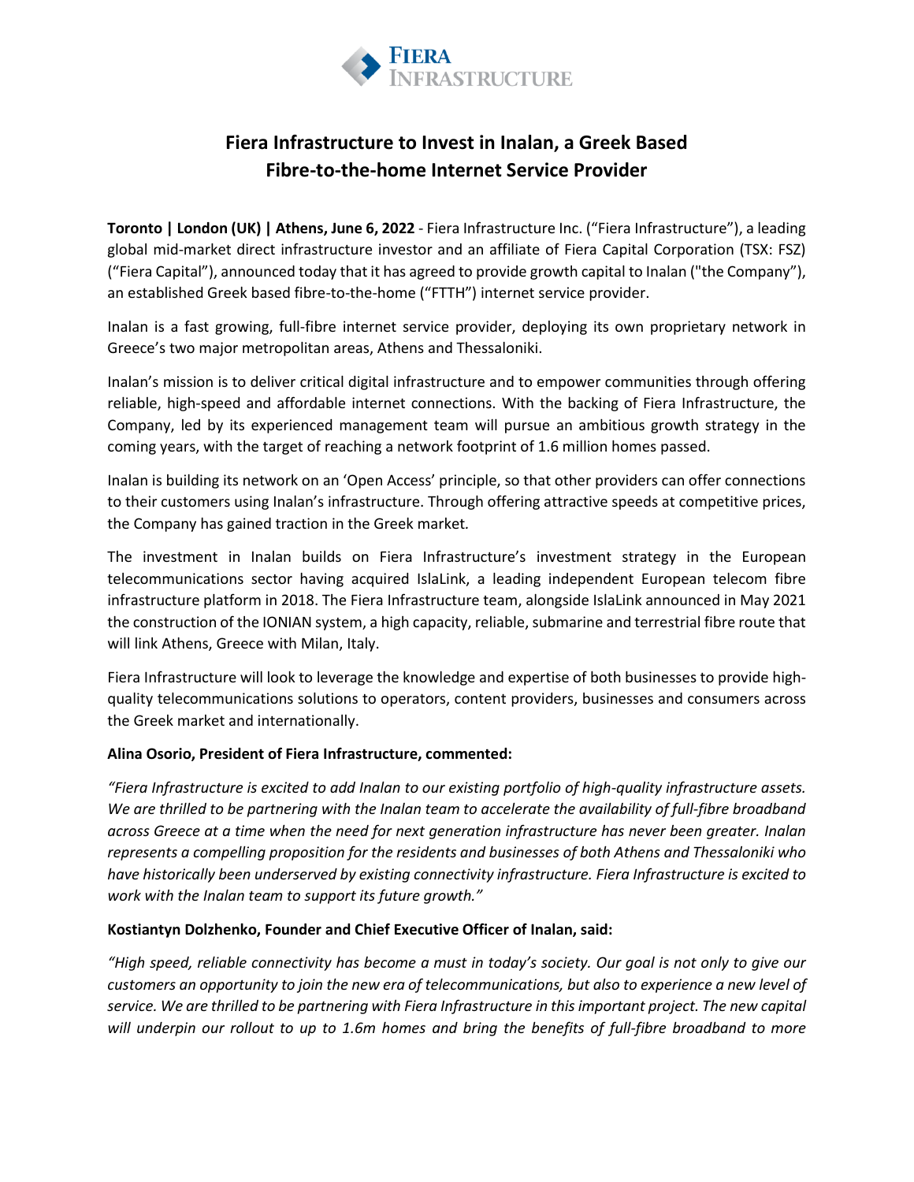# Fiera Infrastructure to Invest in Inalan, a Greek Based Fibre-to-the-home Internet Service Provider

**Toronto | London (UK) | Athens, June 6, 2022** - Fiera Infrastructure Inc. ("Fiera Infrastructure"), a leading global mid-market direct infrastructure investor and an affiliate of Fiera Capital Corporation (TSX: FSZ) ("Fiera Capital"), announced today that it has agreed to provide growth capital to Inalan ("the Company"), an established Greek based fibre-to-the-home ("FTTH") internet service provider.

Inalan is a fast growing, full-fibre internet service provider, deploying its own proprietary network in Greece's two major metropolitan areas, Athens and Thessaloniki.

Inalan's mission is to deliver critical digital infrastructure and to empower communities through offering reliable, high-speed and affordable internet connections. With the backing of Fiera Infrastructure, the Company, led by its experienced management team will pursue an ambitious growth strategy in the coming years, with the target of reaching a network footprint of 1.6 million homes passed.

Inalan is building its network on an 'Open Access' principle, so that other providers can offer connections to their customers using Inalan's infrastructure. Through offering attractive speeds at competitive prices, the Company has gained traction in the Greek market.

The investment in Inalan builds on Fiera Infrastructure's investment strategy in the European telecommunications sector having acquired IslaLink, a leading independent European telecom fibre infrastructure platform in 2018. The Fiera Infrastructure team, alongside IslaLink announced in May 2021 the construction of the IONIAN system, a high capacity, reliable, submarine and terrestrial fibre route that will link Athens, Greece with Milan, Italy.

Fiera Infrastructure will look to leverage the knowledge and expertise of both businesses to provide high-quality telecommunications solutions to operators, content providers, businesses and consumers across the Greek market and internationally.

**Alina Osorio, President of Fiera Infrastructure, commented:**

*"Fiera Infrastructure is excited to add Inalan to our existing portfolio of high-quality infrastructure assets. We are thrilled to be partnering with the Inalan team to accelerate the availability of full-fibre broadband across Greece at a time when the need for next generation infrastructure has never been greater. Inalan represents a compelling proposition for the residents and businesses of both Athens and Thessaloniki who have historically been underserved by existing connectivity infrastructure. Fiera Infrastructure is excited to work with the Inalan team to support its future growth."*

**Kostiantyn Dolzhenko, Founder and Chief Executive Officer of Inalan, said:**

*"High speed, reliable connectivity has become a must in today's society. Our goal is not only to give our customers an opportunity to join the new era of telecommunications, but also to experience a new level of service. We are thrilled to be partnering with Fiera Infrastructure in this important project. The new capital will underpin our rollout to up to 1.6m homes and bring the benefits of full-fibre broadband to more*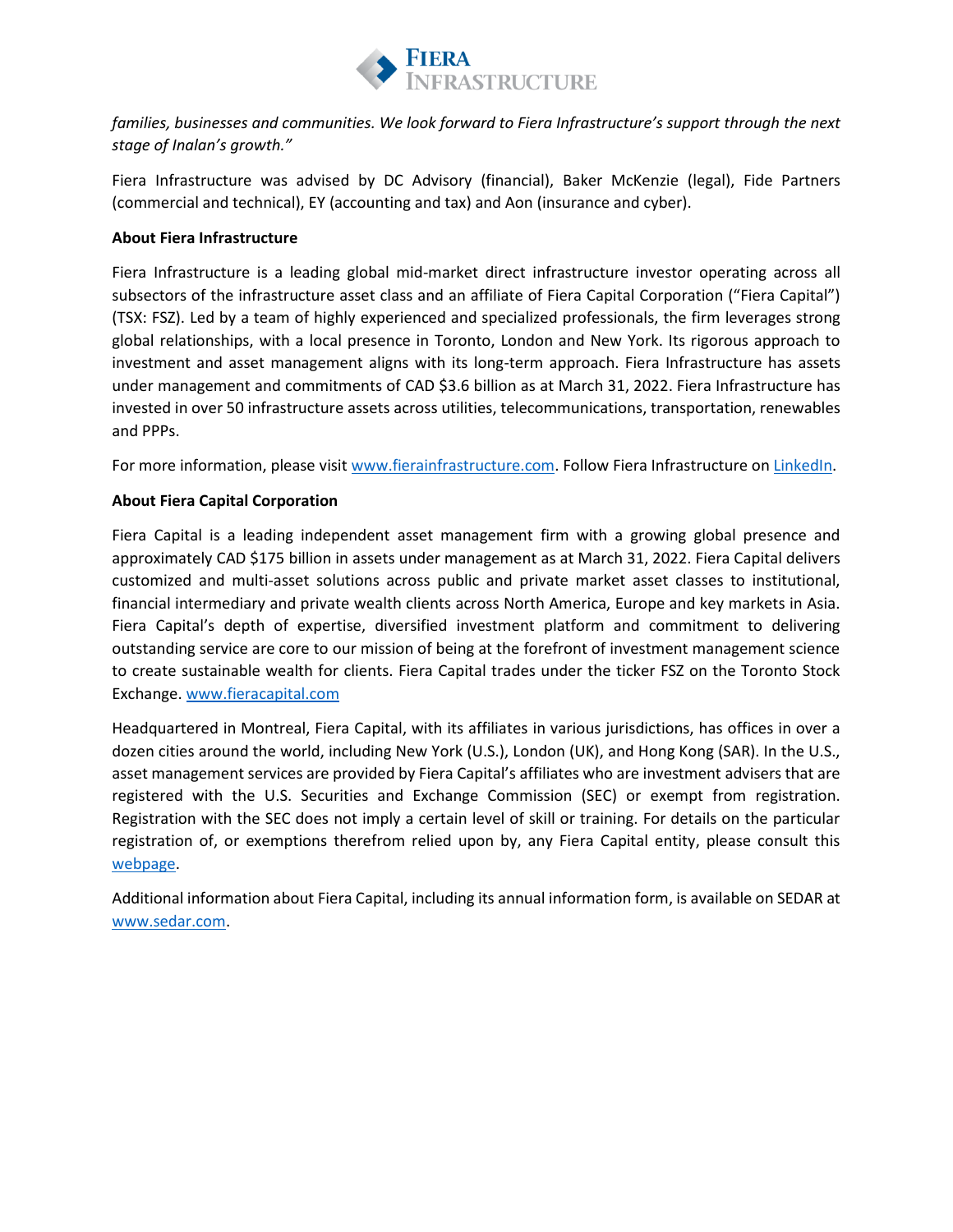*families, businesses and communities. We look forward to Fiera Infrastructure's support through the next stage of Inalan's growth."*

Fiera Infrastructure was advised by DC Advisory (financial), Baker McKenzie (legal), Fide Partners (commercial and technical), EY (accounting and tax) and Aon (insurance and cyber).

**About Fiera Infrastructure**

Fiera Infrastructure is a leading global mid-market direct infrastructure investor operating across all subsectors of the infrastructure asset class and an affiliate of Fiera Capital Corporation ("Fiera Capital") (TSX: FSZ). Led by a team of highly experienced and specialized professionals, the firm leverages strong global relationships, with a local presence in Toronto, London and New York. Its rigorous approach to investment and asset management aligns with its long-term approach. Fiera Infrastructure has assets under management and commitments of CAD $3.6 billion as at March 31, 2022. Fiera Infrastructure has invested in over 50 infrastructure assets across utilities, telecommunications, transportation, renewables and PPPs.

For more information, please visit [www.fierainfrastructure.com](www.fierainfrastructure.com). Follow Fiera Infrastructure on [LinkedIn]().

**About Fiera Capital Corporation**

Fiera Capital is a leading independent asset management firm with a growing global presence and approximately CAD $175 billion in assets under management as at March 31, 2022. Fiera Capital delivers customized and multi-asset solutions across public and private market asset classes to institutional, financial intermediary and private wealth clients across North America, Europe and key markets in Asia. Fiera Capital's depth of expertise, diversified investment platform and commitment to delivering outstanding service are core to our mission of being at the forefront of investment management science to create sustainable wealth for clients. Fiera Capital trades under the ticker FSZ on the Toronto Stock Exchange. [www.fieracapital.com](www.fieracapital.com)

Headquartered in Montreal, Fiera Capital, with its affiliates in various jurisdictions, has offices in over a dozen cities around the world, including New York (U.S.), London (UK), and Hong Kong (SAR). In the U.S., asset management services are provided by Fiera Capital's affiliates who are investment advisers that are registered with the U.S. Securities and Exchange Commission (SEC) or exempt from registration. Registration with the SEC does not imply a certain level of skill or training. For details on the particular registration of, or exemptions therefrom relied upon by, any Fiera Capital entity, please consult this [webpage]().

Additional information about Fiera Capital, including its annual information form, is available on SEDAR at [www.sedar.com](www.sedar.com).